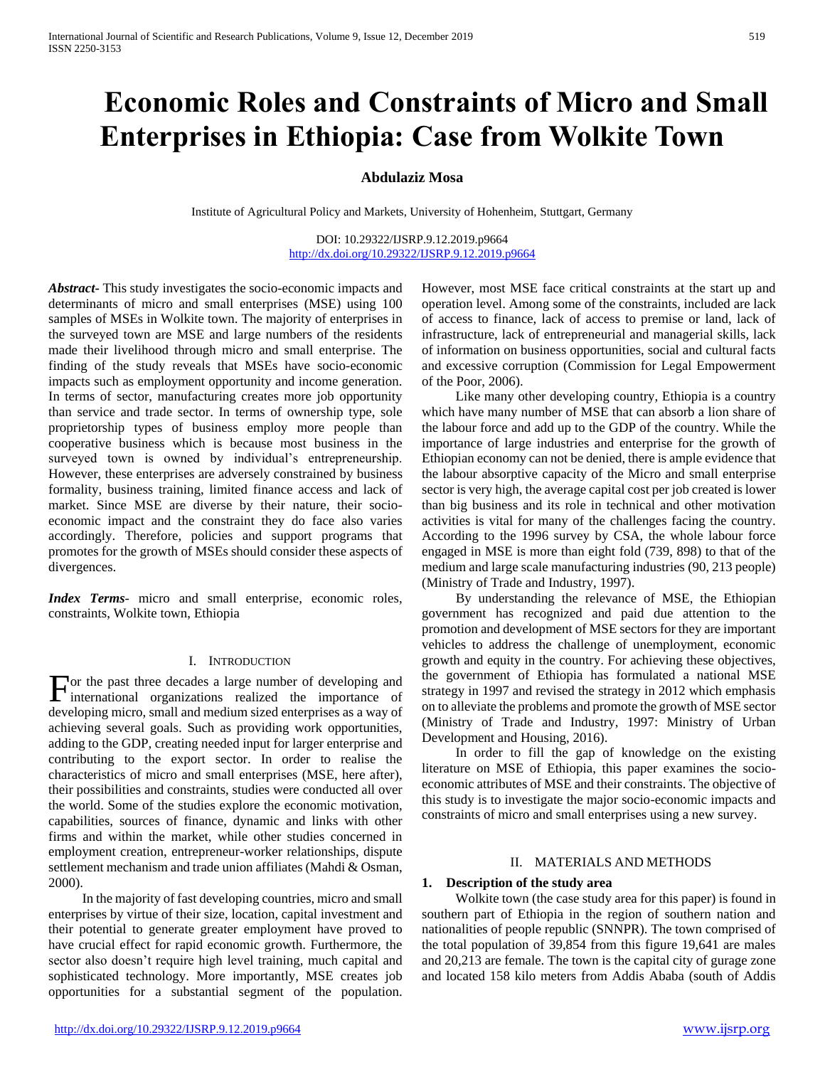# Economic Roles and Constraints of Micro and Small Enterprises in Ethiopia: Case from Wolkite Town

**Abdulaziz Mosa**

Institute of Agricultural Policy and Markets, University of Hohenheim, Stuttgart, Germany

DOI: 10.29322/IJSRP.9.12.2019.p9664
http://dx.doi.org/10.29322/IJSRP.9.12.2019.p9664

***Abstract***- This study investigates the socio-economic impacts and determinants of micro and small enterprises (MSE) using 100 samples of MSEs in Wolkite town. The majority of enterprises in the surveyed town are MSE and large numbers of the residents made their livelihood through micro and small enterprise. The finding of the study reveals that MSEs have socio-economic impacts such as employment opportunity and income generation. In terms of sector, manufacturing creates more job opportunity than service and trade sector. In terms of ownership type, sole proprietorship types of business employ more people than cooperative business which is because most business in the surveyed town is owned by individual's entrepreneurship. However, these enterprises are adversely constrained by business formality, business training, limited finance access and lack of market. Since MSE are diverse by their nature, their socio-economic impact and the constraint they do face also varies accordingly. Therefore, policies and support programs that promotes for the growth of MSEs should consider these aspects of divergences.

***Index Terms***- micro and small enterprise, economic roles, constraints, Wolkite town, Ethiopia

## I. Introduction

For the past three decades a large number of developing and international organizations realized the importance of developing micro, small and medium sized enterprises as a way of achieving several goals. Such as providing work opportunities, adding to the GDP, creating needed input for larger enterprise and contributing to the export sector. In order to realise the characteristics of micro and small enterprises (MSE, here after), their possibilities and constraints, studies were conducted all over the world. Some of the studies explore the economic motivation, capabilities, sources of finance, dynamic and links with other firms and within the market, while other studies concerned in employment creation, entrepreneur-worker relationships, dispute settlement mechanism and trade union affiliates (Mahdi & Osman, 2000).

In the majority of fast developing countries, micro and small enterprises by virtue of their size, location, capital investment and their potential to generate greater employment have proved to have crucial effect for rapid economic growth. Furthermore, the sector also doesn't require high level training, much capital and sophisticated technology. More importantly, MSE creates job opportunities for a substantial segment of the population. However, most MSE face critical constraints at the start up and operation level. Among some of the constraints, included are lack of access to finance, lack of access to premise or land, lack of infrastructure, lack of entrepreneurial and managerial skills, lack of information on business opportunities, social and cultural facts and excessive corruption (Commission for Legal Empowerment of the Poor, 2006).

Like many other developing country, Ethiopia is a country which have many number of MSE that can absorb a lion share of the labour force and add up to the GDP of the country. While the importance of large industries and enterprise for the growth of Ethiopian economy can not be denied, there is ample evidence that the labour absorptive capacity of the Micro and small enterprise sector is very high, the average capital cost per job created is lower than big business and its role in technical and other motivation activities is vital for many of the challenges facing the country. According to the 1996 survey by CSA, the whole labour force engaged in MSE is more than eight fold (739, 898) to that of the medium and large scale manufacturing industries (90, 213 people) (Ministry of Trade and Industry, 1997).

By understanding the relevance of MSE, the Ethiopian government has recognized and paid due attention to the promotion and development of MSE sectors for they are important vehicles to address the challenge of unemployment, economic growth and equity in the country. For achieving these objectives, the government of Ethiopia has formulated a national MSE strategy in 1997 and revised the strategy in 2012 which emphasis on to alleviate the problems and promote the growth of MSE sector (Ministry of Trade and Industry, 1997: Ministry of Urban Development and Housing, 2016).

In order to fill the gap of knowledge on the existing literature on MSE of Ethiopia, this paper examines the socio-economic attributes of MSE and their constraints. The objective of this study is to investigate the major socio-economic impacts and constraints of micro and small enterprises using a new survey.

## II. Materials and Methods

### 1. Description of the study area

Wolkite town (the case study area for this paper) is found in southern part of Ethiopia in the region of southern nation and nationalities of people republic (SNNPR). The town comprised of the total population of 39,854 from this figure 19,641 are males and 20,213 are female. The town is the capital city of gurage zone and located 158 kilo meters from Addis Ababa (south of Addis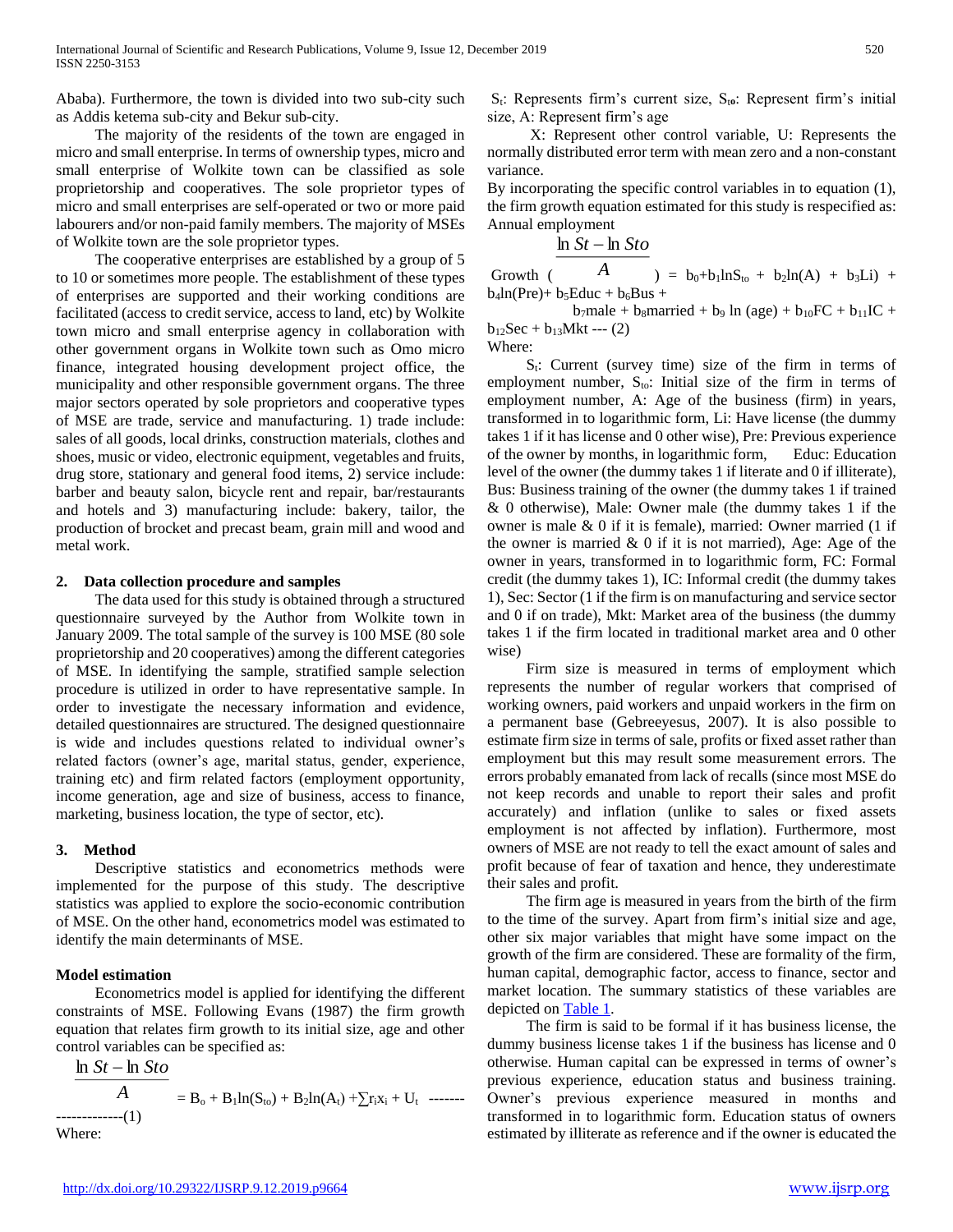Ababa). Furthermore, the town is divided into two sub-city such as Addis ketema sub-city and Bekur sub-city.

The majority of the residents of the town are engaged in micro and small enterprise. In terms of ownership types, micro and small enterprise of Wolkite town can be classified as sole proprietorship and cooperatives. The sole proprietor types of micro and small enterprises are self-operated or two or more paid labourers and/or non-paid family members. The majority of MSEs of Wolkite town are the sole proprietor types.

The cooperative enterprises are established by a group of 5 to 10 or sometimes more people. The establishment of these types of enterprises are supported and their working conditions are facilitated (access to credit service, access to land, etc) by Wolkite town micro and small enterprise agency in collaboration with other government organs in Wolkite town such as Omo micro finance, integrated housing development project office, the municipality and other responsible government organs. The three major sectors operated by sole proprietors and cooperative types of MSE are trade, service and manufacturing. 1) trade include: sales of all goods, local drinks, construction materials, clothes and shoes, music or video, electronic equipment, vegetables and fruits, drug store, stationary and general food items, 2) service include: barber and beauty salon, bicycle rent and repair, bar/restaurants and hotels and 3) manufacturing include: bakery, tailor, the production of brocket and precast beam, grain mill and wood and metal work.

## 2. Data collection procedure and samples

The data used for this study is obtained through a structured questionnaire surveyed by the Author from Wolkite town in January 2009. The total sample of the survey is 100 MSE (80 sole proprietorship and 20 cooperatives) among the different categories of MSE. In identifying the sample, stratified sample selection procedure is utilized in order to have representative sample. In order to investigate the necessary information and evidence, detailed questionnaires are structured. The designed questionnaire is wide and includes questions related to individual owner's related factors (owner's age, marital status, gender, experience, training etc) and firm related factors (employment opportunity, income generation, age and size of business, access to finance, marketing, business location, the type of sector, etc).

## 3. Method

Descriptive statistics and econometrics methods were implemented for the purpose of this study. The descriptive statistics was applied to explore the socio-economic contribution of MSE. On the other hand, econometrics model was estimated to identify the main determinants of MSE.

### Model estimation

Econometrics model is applied for identifying the different constraints of MSE. Following Evans (1987) the firm growth equation that relates firm growth to its initial size, age and other control variables can be specified as:

$$\frac{\ln St - \ln Sto}{A} = B_o + B_1\ln(S_{to}) + B_2\ln(A_t) + \sum r_i x_i + U_t \quad \text{--------------------(1)}$$

Where:

$S_t$: Represents firm's current size, $S_{to}$: Represent firm's initial size, A: Represent firm's age

X: Represent other control variable, U: Represents the normally distributed error term with mean zero and a non-constant variance.

By incorporating the specific control variables in to equation (1), the firm growth equation estimated for this study is respecified as:

Annual employment

$$\text{Growth } \left(\frac{\ln St - \ln Sto}{A}\right) = b_0 + b_1\ln S_{to} + b_2\ln(A) + b_3Li) + b_4\ln(Pre) + b_5Educ + b_6Bus + b_7male + b_8married + b_9 \ln(age) + b_{10}FC + b_{11}IC + b_{12}Sec + b_{13}Mkt \text{ --- (2)}$$

Where:

$S_t$: Current (survey time) size of the firm in terms of employment number, $S_{to}$: Initial size of the firm in terms of employment number, A: Age of the business (firm) in years, transformed in to logarithmic form, Li: Have license (the dummy takes 1 if it has license and 0 other wise), Pre: Previous experience of the owner by months, in logarithmic form, Educ: Education level of the owner (the dummy takes 1 if literate and 0 if illiterate), Bus: Business training of the owner (the dummy takes 1 if trained & 0 otherwise), Male: Owner male (the dummy takes 1 if the owner is male & 0 if it is female), married: Owner married (1 if the owner is married & 0 if it is not married), Age: Age of the owner in years, transformed in to logarithmic form, FC: Formal credit (the dummy takes 1), IC: Informal credit (the dummy takes 1), Sec: Sector (1 if the firm is on manufacturing and service sector and 0 if on trade), Mkt: Market area of the business (the dummy takes 1 if the firm located in traditional market area and 0 other wise)

Firm size is measured in terms of employment which represents the number of regular workers that comprised of working owners, paid workers and unpaid workers in the firm on a permanent base (Gebreeyesus, 2007). It is also possible to estimate firm size in terms of sale, profits or fixed asset rather than employment but this may result some measurement errors. The errors probably emanated from lack of recalls (since most MSE do not keep records and unable to report their sales and profit accurately) and inflation (unlike to sales or fixed assets employment is not affected by inflation). Furthermore, most owners of MSE are not ready to tell the exact amount of sales and profit because of fear of taxation and hence, they underestimate their sales and profit.

The firm age is measured in years from the birth of the firm to the time of the survey. Apart from firm's initial size and age, other six major variables that might have some impact on the growth of the firm are considered. These are formality of the firm, human capital, demographic factor, access to finance, sector and market location. The summary statistics of these variables are depicted on Table 1.

The firm is said to be formal if it has business license, the dummy business license takes 1 if the business has license and 0 otherwise. Human capital can be expressed in terms of owner's previous experience, education status and business training. Owner's previous experience measured in months and transformed in to logarithmic form. Education status of owners estimated by illiterate as reference and if the owner is educated the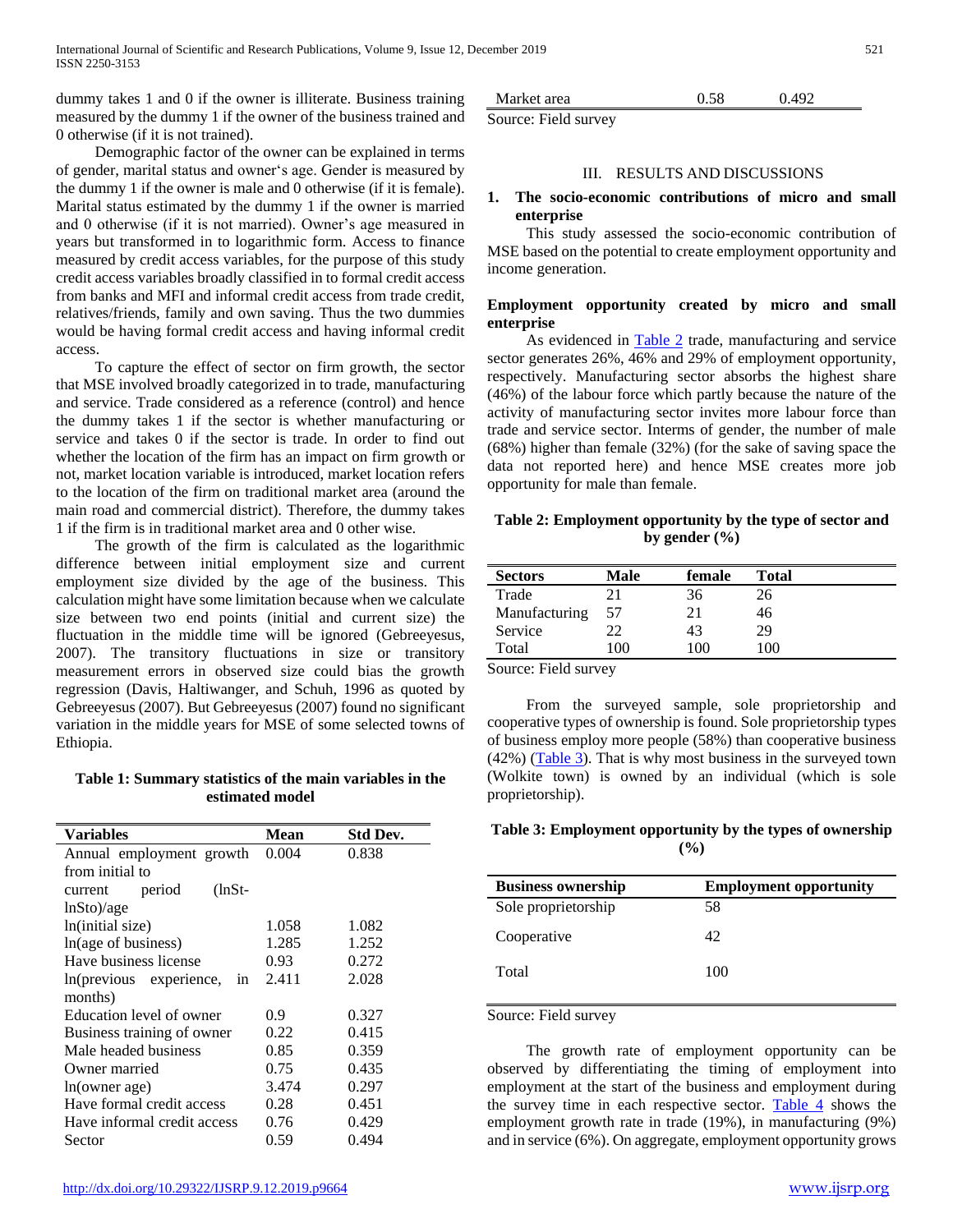dummy takes 1 and 0 if the owner is illiterate. Business training measured by the dummy 1 if the owner of the business trained and 0 otherwise (if it is not trained).

Demographic factor of the owner can be explained in terms of gender, marital status and owner's age. Gender is measured by the dummy 1 if the owner is male and 0 otherwise (if it is female). Marital status estimated by the dummy 1 if the owner is married and 0 otherwise (if it is not married). Owner's age measured in years but transformed in to logarithmic form. Access to finance measured by credit access variables, for the purpose of this study credit access variables broadly classified in to formal credit access from banks and MFI and informal credit access from trade credit, relatives/friends, family and own saving. Thus the two dummies would be having formal credit access and having informal credit access.

To capture the effect of sector on firm growth, the sector that MSE involved broadly categorized in to trade, manufacturing and service. Trade considered as a reference (control) and hence the dummy takes 1 if the sector is whether manufacturing or service and takes 0 if the sector is trade. In order to find out whether the location of the firm has an impact on firm growth or not, market location variable is introduced, market location refers to the location of the firm on traditional market area (around the main road and commercial district). Therefore, the dummy takes 1 if the firm is in traditional market area and 0 other wise.

The growth of the firm is calculated as the logarithmic difference between initial employment size and current employment size divided by the age of the business. This calculation might have some limitation because when we calculate size between two end points (initial and current size) the fluctuation in the middle time will be ignored (Gebreeyesus, 2007). The transitory fluctuations in size or transitory measurement errors in observed size could bias the growth regression (Davis, Haltiwanger, and Schuh, 1996 as quoted by Gebreeyesus (2007). But Gebreeyesus (2007) found no significant variation in the middle years for MSE of some selected towns of Ethiopia.

**Table 1: Summary statistics of the main variables in the estimated model**

| Variables | Mean | Std Dev. |
|---|---|---|
| Annual employment growth from initial to current period (lnSt-lnSto)/age | 0.004 | 0.838 |
| ln(initial size) | 1.058 | 1.082 |
| ln(age of business) | 1.285 | 1.252 |
| Have business license | 0.93 | 0.272 |
| ln(previous experience, in months) | 2.411 | 2.028 |
| Education level of owner | 0.9 | 0.327 |
| Business training of owner | 0.22 | 0.415 |
| Male headed business | 0.85 | 0.359 |
| Owner married | 0.75 | 0.435 |
| ln(owner age) | 3.474 | 0.297 |
| Have formal credit access | 0.28 | 0.451 |
| Have informal credit access | 0.76 | 0.429 |
| Sector | 0.59 | 0.494 |
| Market area | 0.58 | 0.492 |

Source: Field survey

## III. RESULTS AND DISCUSSIONS

### 1. The socio-economic contributions of micro and small enterprise

This study assessed the socio-economic contribution of MSE based on the potential to create employment opportunity and income generation.

**Employment opportunity created by micro and small enterprise**

As evidenced in Table 2 trade, manufacturing and service sector generates 26%, 46% and 29% of employment opportunity, respectively. Manufacturing sector absorbs the highest share (46%) of the labour force which partly because the nature of the activity of manufacturing sector invites more labour force than trade and service sector. Interms of gender, the number of male (68%) higher than female (32%) (for the sake of saving space the data not reported here) and hence MSE creates more job opportunity for male than female.

**Table 2: Employment opportunity by the type of sector and by gender (%)**

| Sectors | Male | female | Total |
|---|---|---|---|
| Trade | 21 | 36 | 26 |
| Manufacturing | 57 | 21 | 46 |
| Service | 22 | 43 | 29 |
| Total | 100 | 100 | 100 |

Source: Field survey

From the surveyed sample, sole proprietorship and cooperative types of ownership is found. Sole proprietorship types of business employ more people (58%) than cooperative business (42%) (Table 3). That is why most business in the surveyed town (Wolkite town) is owned by an individual (which is sole proprietorship).

**Table 3: Employment opportunity by the types of ownership (%)**

| Business ownership | Employment opportunity |
|---|---|
| Sole proprietorship | 58 |
| Cooperative | 42 |
| Total | 100 |

Source: Field survey

The growth rate of employment opportunity can be observed by differentiating the timing of employment into employment at the start of the business and employment during the survey time in each respective sector. Table 4 shows the employment growth rate in trade (19%), in manufacturing (9%) and in service (6%). On aggregate, employment opportunity grows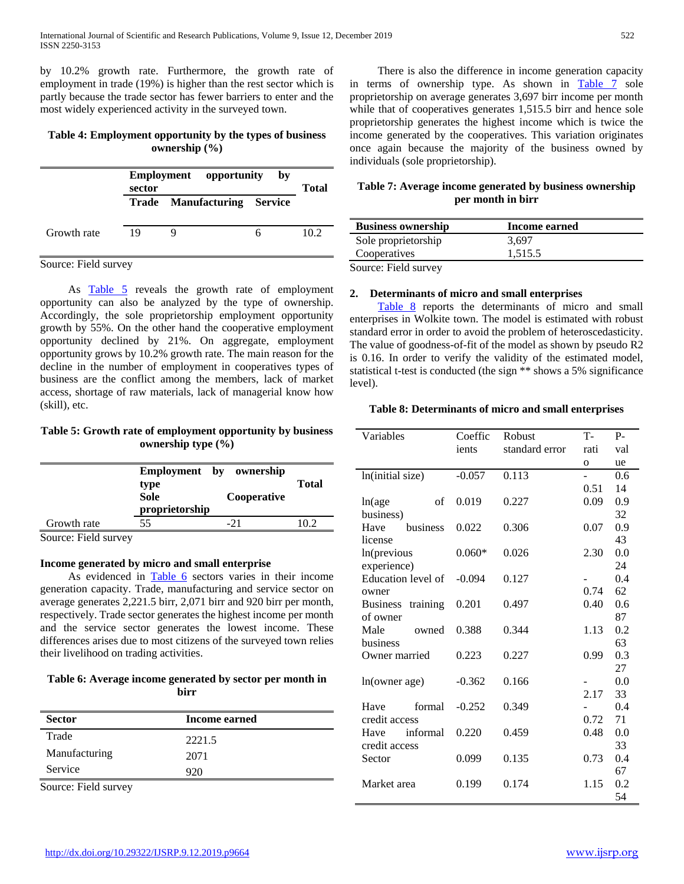by 10.2% growth rate. Furthermore, the growth rate of employment in trade (19%) is higher than the rest sector which is partly because the trade sector has fewer barriers to enter and the most widely experienced activity in the surveyed town.

**Table 4: Employment opportunity by the types of business ownership (%)**

| | Employment opportunity by sector | | | Total |
|---|---|---|---|---|
| | **Trade** | **Manufacturing** | **Service** | |
| Growth rate | 19 | 9 | 6 | 10.2 |

Source: Field survey

As Table 5 reveals the growth rate of employment opportunity can also be analyzed by the type of ownership. Accordingly, the sole proprietorship employment opportunity growth by 55%. On the other hand the cooperative employment opportunity declined by 21%. On aggregate, employment opportunity grows by 10.2% growth rate. The main reason for the decline in the number of employment in cooperatives types of business are the conflict among the members, lack of market access, shortage of raw materials, lack of managerial know how (skill), etc.

**Table 5: Growth rate of employment opportunity by business ownership type (%)**

| | Employment by ownership type | | Total |
|---|---|---|---|
| | **Sole proprietorship** | **Cooperative** | |
| Growth rate | 55 | -21 | 10.2 |

Source: Field survey

**Income generated by micro and small enterprise**

As evidenced in Table 6 sectors varies in their income generation capacity. Trade, manufacturing and service sector on average generates 2,221.5 birr, 2,071 birr and 920 birr per month, respectively. Trade sector generates the highest income per month and the service sector generates the lowest income. These differences arises due to most citizens of the surveyed town relies their livelihood on trading activities.

**Table 6: Average income generated by sector per month in birr**

| Sector | Income earned |
|---|---|
| Trade | 2221.5 |
| Manufacturing | 2071 |
| Service | 920 |

Source: Field survey

There is also the difference in income generation capacity in terms of ownership type. As shown in Table 7 sole proprietorship on average generates 3,697 birr income per month while that of cooperatives generates 1,515.5 birr and hence sole proprietorship generates the highest income which is twice the income generated by the cooperatives. This variation originates once again because the majority of the business owned by individuals (sole proprietorship).

**Table 7: Average income generated by business ownership per month in birr**

| Business ownership | Income earned |
|---|---|
| Sole proprietorship | 3,697 |
| Cooperatives | 1,515.5 |

Source: Field survey

## 2. Determinants of micro and small enterprises

Table 8 reports the determinants of micro and small enterprises in Wolkite town. The model is estimated with robust standard error in order to avoid the problem of heteroscedasticity. The value of goodness-of-fit of the model as shown by pseudo R2 is 0.16. In order to verify the validity of the estimated model, statistical t-test is conducted (the sign ** shows a 5% significance level).

**Table 8: Determinants of micro and small enterprises**

| Variables | Coefficients | Robust standard error | T-ratio | P-value |
|---|---|---|---|---|
| ln(initial size) | -0.057 | 0.113 | -0.51 | 0.614 |
| ln(age of business) | 0.019 | 0.227 | 0.09 | 0.932 |
| Have business license | 0.022 | 0.306 | 0.07 | 0.943 |
| ln(previous experience) | 0.060* | 0.026 | 2.30 | 0.024 |
| Education level of owner | -0.094 | 0.127 | -0.74 | 0.462 |
| Business training of owner | 0.201 | 0.497 | 0.40 | 0.687 |
| Male owned business | 0.388 | 0.344 | 1.13 | 0.263 |
| Owner married | 0.223 | 0.227 | 0.99 | 0.327 |
| ln(owner age) | -0.362 | 0.166 | -2.17 | 0.033 |
| Have formal credit access | -0.252 | 0.349 | -0.72 | 0.471 |
| Have informal credit access | 0.220 | 0.459 | 0.48 | 0.033 |
| Sector | 0.099 | 0.135 | 0.73 | 0.467 |
| Market area | 0.199 | 0.174 | 1.15 | 0.254 |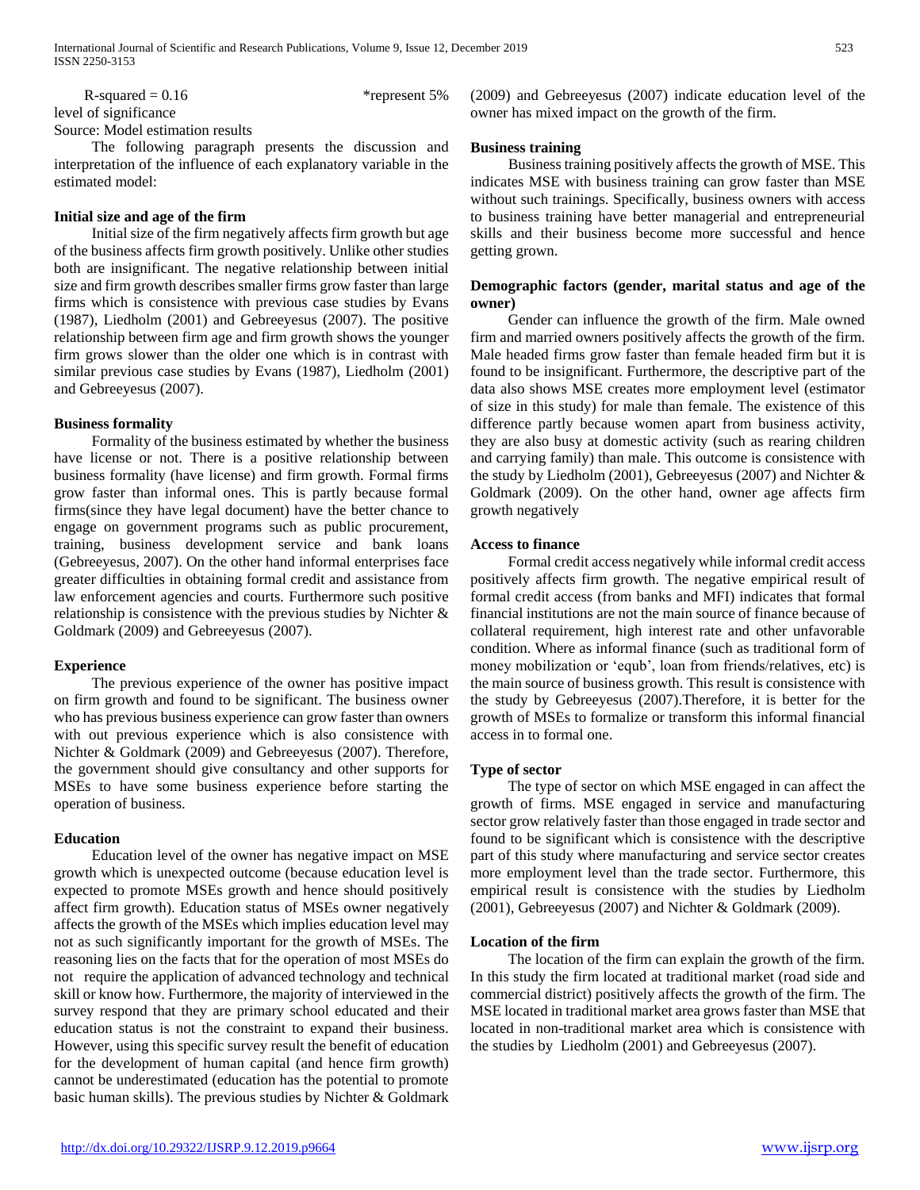$R$-squared = 0.16 *represent 5% level of significance

Source: Model estimation results

The following paragraph presents the discussion and interpretation of the influence of each explanatory variable in the estimated model:

**Initial size and age of the firm**

Initial size of the firm negatively affects firm growth but age of the business affects firm growth positively. Unlike other studies both are insignificant. The negative relationship between initial size and firm growth describes smaller firms grow faster than large firms which is consistence with previous case studies by Evans (1987), Liedholm (2001) and Gebreeyesus (2007). The positive relationship between firm age and firm growth shows the younger firm grows slower than the older one which is in contrast with similar previous case studies by Evans (1987), Liedholm (2001) and Gebreeyesus (2007).

**Business formality**

Formality of the business estimated by whether the business have license or not. There is a positive relationship between business formality (have license) and firm growth. Formal firms grow faster than informal ones. This is partly because formal firms(since they have legal document) have the better chance to engage on government programs such as public procurement, training, business development service and bank loans (Gebreeyesus, 2007). On the other hand informal enterprises face greater difficulties in obtaining formal credit and assistance from law enforcement agencies and courts. Furthermore such positive relationship is consistence with the previous studies by Nichter & Goldmark (2009) and Gebreeyesus (2007).

**Experience**

The previous experience of the owner has positive impact on firm growth and found to be significant. The business owner who has previous business experience can grow faster than owners with out previous experience which is also consistence with Nichter & Goldmark (2009) and Gebreeyesus (2007). Therefore, the government should give consultancy and other supports for MSEs to have some business experience before starting the operation of business.

**Education**

Education level of the owner has negative impact on MSE growth which is unexpected outcome (because education level is expected to promote MSEs growth and hence should positively affect firm growth). Education status of MSEs owner negatively affects the growth of the MSEs which implies education level may not as such significantly important for the growth of MSEs. The reasoning lies on the facts that for the operation of most MSEs do not require the application of advanced technology and technical skill or know how. Furthermore, the majority of interviewed in the survey respond that they are primary school educated and their education status is not the constraint to expand their business. However, using this specific survey result the benefit of education for the development of human capital (and hence firm growth) cannot be underestimated (education has the potential to promote basic human skills). The previous studies by Nichter & Goldmark (2009) and Gebreeyesus (2007) indicate education level of the owner has mixed impact on the growth of the firm.

**Business training**

Business training positively affects the growth of MSE. This indicates MSE with business training can grow faster than MSE without such trainings. Specifically, business owners with access to business training have better managerial and entrepreneurial skills and their business become more successful and hence getting grown.

**Demographic factors (gender, marital status and age of the owner)**

Gender can influence the growth of the firm. Male owned firm and married owners positively affects the growth of the firm. Male headed firms grow faster than female headed firm but it is found to be insignificant. Furthermore, the descriptive part of the data also shows MSE creates more employment level (estimator of size in this study) for male than female. The existence of this difference partly because women apart from business activity, they are also busy at domestic activity (such as rearing children and carrying family) than male. This outcome is consistence with the study by Liedholm (2001), Gebreeyesus (2007) and Nichter & Goldmark (2009). On the other hand, owner age affects firm growth negatively

**Access to finance**

Formal credit access negatively while informal credit access positively affects firm growth. The negative empirical result of formal credit access (from banks and MFI) indicates that formal financial institutions are not the main source of finance because of collateral requirement, high interest rate and other unfavorable condition. Where as informal finance (such as traditional form of money mobilization or 'equb', loan from friends/relatives, etc) is the main source of business growth. This result is consistence with the study by Gebreeyesus (2007).Therefore, it is better for the growth of MSEs to formalize or transform this informal financial access in to formal one.

**Type of sector**

The type of sector on which MSE engaged in can affect the growth of firms. MSE engaged in service and manufacturing sector grow relatively faster than those engaged in trade sector and found to be significant which is consistence with the descriptive part of this study where manufacturing and service sector creates more employment level than the trade sector. Furthermore, this empirical result is consistence with the studies by Liedholm (2001), Gebreeyesus (2007) and Nichter & Goldmark (2009).

**Location of the firm**

The location of the firm can explain the growth of the firm. In this study the firm located at traditional market (road side and commercial district) positively affects the growth of the firm. The MSE located in traditional market area grows faster than MSE that located in non-traditional market area which is consistence with the studies by Liedholm (2001) and Gebreeyesus (2007).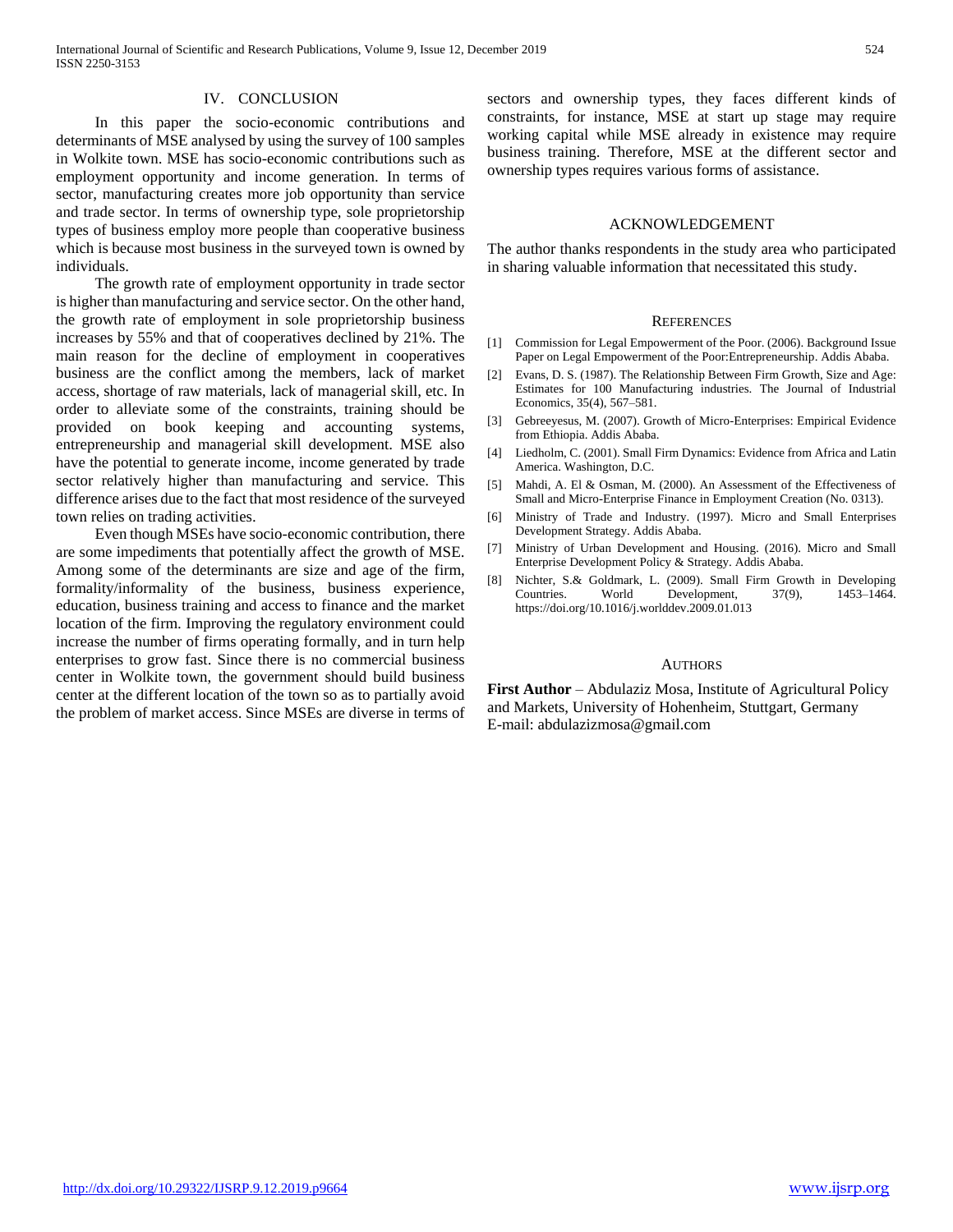## IV. CONCLUSION

In this paper the socio-economic contributions and determinants of MSE analysed by using the survey of 100 samples in Wolkite town. MSE has socio-economic contributions such as employment opportunity and income generation. In terms of sector, manufacturing creates more job opportunity than service and trade sector. In terms of ownership type, sole proprietorship types of business employ more people than cooperative business which is because most business in the surveyed town is owned by individuals.

The growth rate of employment opportunity in trade sector is higher than manufacturing and service sector. On the other hand, the growth rate of employment in sole proprietorship business increases by 55% and that of cooperatives declined by 21%. The main reason for the decline of employment in cooperatives business are the conflict among the members, lack of market access, shortage of raw materials, lack of managerial skill, etc. In order to alleviate some of the constraints, training should be provided on book keeping and accounting systems, entrepreneurship and managerial skill development. MSE also have the potential to generate income, income generated by trade sector relatively higher than manufacturing and service. This difference arises due to the fact that most residence of the surveyed town relies on trading activities.

Even though MSEs have socio-economic contribution, there are some impediments that potentially affect the growth of MSE. Among some of the determinants are size and age of the firm, formality/informality of the business, business experience, education, business training and access to finance and the market location of the firm. Improving the regulatory environment could increase the number of firms operating formally, and in turn help enterprises to grow fast. Since there is no commercial business center in Wolkite town, the government should build business center at the different location of the town so as to partially avoid the problem of market access. Since MSEs are diverse in terms of sectors and ownership types, they faces different kinds of constraints, for instance, MSE at start up stage may require working capital while MSE already in existence may require business training. Therefore, MSE at the different sector and ownership types requires various forms of assistance.

## ACKNOWLEDGEMENT

The author thanks respondents in the study area who participated in sharing valuable information that necessitated this study.

## REFERENCES

[1] Commission for Legal Empowerment of the Poor. (2006). Background Issue Paper on Legal Empowerment of the Poor:Entrepreneurship. Addis Ababa.

[2] Evans, D. S. (1987). The Relationship Between Firm Growth, Size and Age: Estimates for 100 Manufacturing industries. The Journal of Industrial Economics, 35(4), 567–581.

[3] Gebreeyesus, M. (2007). Growth of Micro-Enterprises: Empirical Evidence from Ethiopia. Addis Ababa.

[4] Liedholm, C. (2001). Small Firm Dynamics: Evidence from Africa and Latin America. Washington, D.C.

[5] Mahdi, A. El & Osman, M. (2000). An Assessment of the Effectiveness of Small and Micro-Enterprise Finance in Employment Creation (No. 0313).

[6] Ministry of Trade and Industry. (1997). Micro and Small Enterprises Development Strategy. Addis Ababa.

[7] Ministry of Urban Development and Housing. (2016). Micro and Small Enterprise Development Policy & Strategy. Addis Ababa.

[8] Nichter, S.& Goldmark, L. (2009). Small Firm Growth in Developing Countries. World Development, 37(9), 1453–1464. https://doi.org/10.1016/j.worlddev.2009.01.013

## AUTHORS

**First Author** – Abdulaziz Mosa, Institute of Agricultural Policy and Markets, University of Hohenheim, Stuttgart, Germany
E-mail: abdulazizmosa@gmail.com